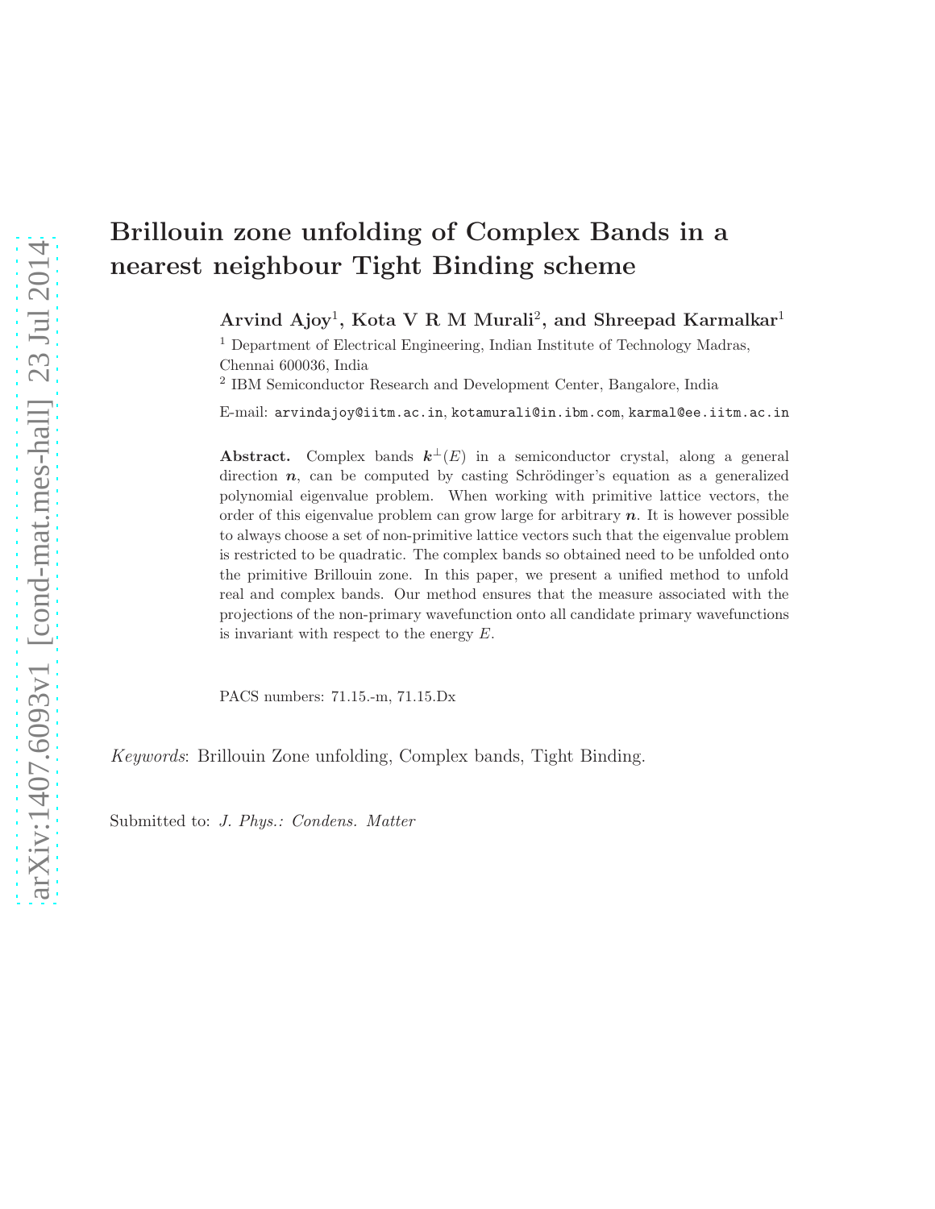# Brillouin zone unfolding of Complex Bands in a nearest neighbour Tight Binding scheme

**Arvind Ajoy[1], Kota V R M Murali[2], and Shreepad Karmalkar[1]**

[1] Department of Electrical Engineering, Indian Institute of Technology Madras, Chennai 600036, India

[2] IBM Semiconductor Research and Development Center, Bangalore, India

E-mail: arvindajoy@iitm.ac.in, kotamurali@in.ibm.com, karmal@ee.iitm.ac.in

**Abstract.** Complex bands $\boldsymbol{k}^{\perp}(E)$ in a semiconductor crystal, along a general direction $\boldsymbol{n}$, can be computed by casting Schrödinger's equation as a generalized polynomial eigenvalue problem. When working with primitive lattice vectors, the order of this eigenvalue problem can grow large for arbitrary $\boldsymbol{n}$. It is however possible to always choose a set of non-primitive lattice vectors such that the eigenvalue problem is restricted to be quadratic. The complex bands so obtained need to be unfolded onto the primitive Brillouin zone. In this paper, we present a unified method to unfold real and complex bands. Our method ensures that the measure associated with the projections of the non-primary wavefunction onto all candidate primary wavefunctions is invariant with respect to the energy $E$.

PACS numbers: 71.15.-m, 71.15.Dx

*Keywords*: Brillouin Zone unfolding, Complex bands, Tight Binding.

Submitted to: *J. Phys.: Condens. Matter*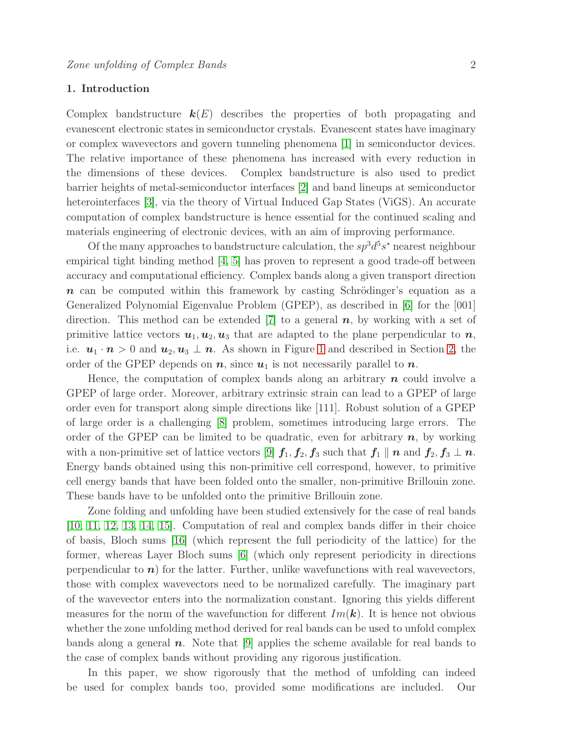## 1. Introduction

Complex bandstructure $\boldsymbol{k}(E)$ describes the properties of both propagating and evanescent electronic states in semiconductor crystals. Evanescent states have imaginary or complex wavevectors and govern tunneling phenomena [1] in semiconductor devices. The relative importance of these phenomena has increased with every reduction in the dimensions of these devices. Complex bandstructure is also used to predict barrier heights of metal-semiconductor interfaces [2] and band lineups at semiconductor heterointerfaces [3], via the theory of Virtual Induced Gap States (ViGS). An accurate computation of complex bandstructure is hence essential for the continued scaling and materials engineering of electronic devices, with an aim of improving performance.

Of the many approaches to bandstructure calculation, the $sp^3d^5s^*$ nearest neighbour empirical tight binding method [4, 5] has proven to represent a good trade-off between accuracy and computational efficiency. Complex bands along a given transport direction $\boldsymbol{n}$ can be computed within this framework by casting Schrödinger's equation as a Generalized Polynomial Eigenvalue Problem (GPEP), as described in [6] for the [001] direction. This method can be extended [7] to a general $\boldsymbol{n}$, by working with a set of primitive lattice vectors $\boldsymbol{u}_1, \boldsymbol{u}_2, \boldsymbol{u}_3$ that are adapted to the plane perpendicular to $\boldsymbol{n}$, i.e. $\boldsymbol{u}_1 \cdot \boldsymbol{n} > 0$ and $\boldsymbol{u}_2, \boldsymbol{u}_3 \perp \boldsymbol{n}$. As shown in Figure 1 and described in Section 2, the order of the GPEP depends on $\boldsymbol{n}$, since $\boldsymbol{u}_1$ is not necessarily parallel to $\boldsymbol{n}$.

Hence, the computation of complex bands along an arbitrary $\boldsymbol{n}$ could involve a GPEP of large order. Moreover, arbitrary extrinsic strain can lead to a GPEP of large order even for transport along simple directions like [111]. Robust solution of a GPEP of large order is a challenging [8] problem, sometimes introducing large errors. The order of the GPEP can be limited to be quadratic, even for arbitrary $\boldsymbol{n}$, by working with a non-primitive set of lattice vectors [9] $\boldsymbol{f}_1, \boldsymbol{f}_2, \boldsymbol{f}_3$ such that $\boldsymbol{f}_1 \parallel \boldsymbol{n}$ and $\boldsymbol{f}_2, \boldsymbol{f}_3 \perp \boldsymbol{n}$. Energy bands obtained using this non-primitive cell correspond, however, to primitive cell energy bands that have been folded onto the smaller, non-primitive Brillouin zone. These bands have to be unfolded onto the primitive Brillouin zone.

Zone folding and unfolding have been studied extensively for the case of real bands [10, 11, 12, 13, 14, 15]. Computation of real and complex bands differ in their choice of basis, Bloch sums [16] (which represent the full periodicity of the lattice) for the former, whereas Layer Bloch sums [6] (which only represent periodicity in directions perpendicular to $\boldsymbol{n}$) for the latter. Further, unlike wavefunctions with real wavevectors, those with complex wavevectors need to be normalized carefully. The imaginary part of the wavevector enters into the normalization constant. Ignoring this yields different measures for the norm of the wavefunction for different $Im(\boldsymbol{k})$. It is hence not obvious whether the zone unfolding method derived for real bands can be used to unfold complex bands along a general $\boldsymbol{n}$. Note that [9] applies the scheme available for real bands to the case of complex bands without providing any rigorous justification.

In this paper, we show rigorously that the method of unfolding can indeed be used for complex bands too, provided some modifications are included. Our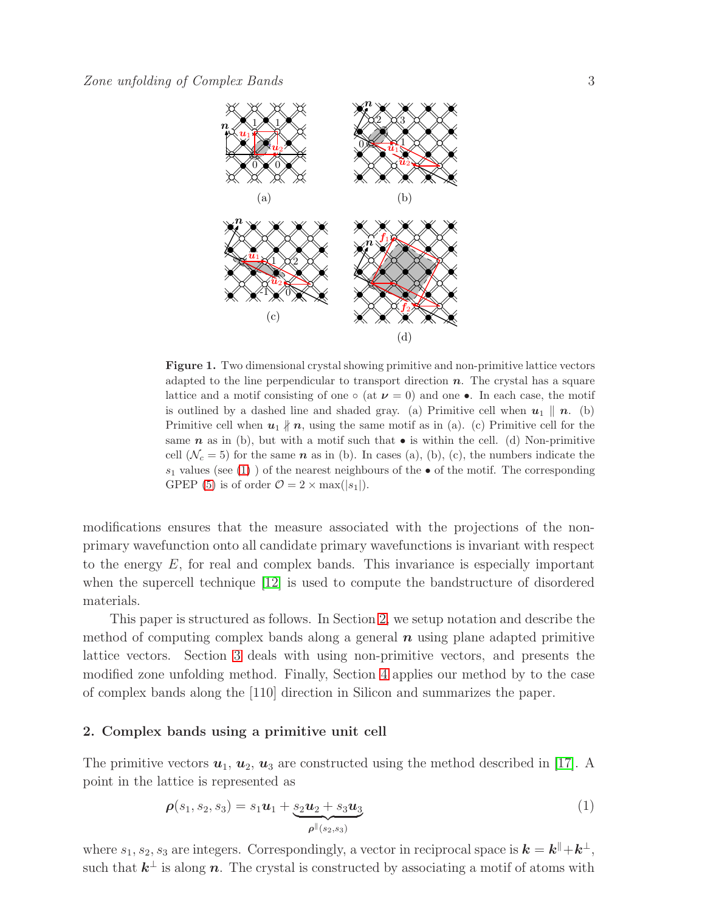**Figure 1.** Two dimensional crystal showing primitive and non-primitive lattice vectors adapted to the line perpendicular to transport direction $\boldsymbol{n}$. The crystal has a square lattice and a motif consisting of one $\circ$ (at $\boldsymbol{\nu} = 0$) and one $\bullet$. In each case, the motif is outlined by a dashed line and shaded gray. (a) Primitive cell when $\boldsymbol{u}_1 \parallel \boldsymbol{n}$. (b) Primitive cell when $\boldsymbol{u}_1 \nparallel \boldsymbol{n}$, using the same motif as in (a). (c) Primitive cell for the same $\boldsymbol{n}$ as in (b), but with a motif such that $\bullet$ is within the cell. (d) Non-primitive cell ($\mathcal{N}_c = 5$) for the same $\boldsymbol{n}$ as in (b). In cases (a), (b), (c), the numbers indicate the $s_1$ values (see (1) ) of the nearest neighbours of the $\bullet$ of the motif. The corresponding GPEP (5) is of order $\mathcal{O} = 2 \times \max(|s_1|)$.

modifications ensures that the measure associated with the projections of the non-primary wavefunction onto all candidate primary wavefunctions is invariant with respect to the energy $E$, for real and complex bands. This invariance is especially important when the supercell technique [12] is used to compute the bandstructure of disordered materials.

This paper is structured as follows. In Section 2, we setup notation and describe the method of computing complex bands along a general $\boldsymbol{n}$ using plane adapted primitive lattice vectors. Section 3 deals with using non-primitive vectors, and presents the modified zone unfolding method. Finally, Section 4 applies our method by to the case of complex bands along the [110] direction in Silicon and summarizes the paper.

## 2. Complex bands using a primitive unit cell

The primitive vectors $\boldsymbol{u}_1$, $\boldsymbol{u}_2$, $\boldsymbol{u}_3$ are constructed using the method described in [17]. A point in the lattice is represented as

$$\boldsymbol{\rho}(s_1, s_2, s_3) = s_1 \boldsymbol{u}_1 + \underbrace{s_2 \boldsymbol{u}_2 + s_3 \boldsymbol{u}_3}_{\boldsymbol{\rho}^{\parallel}(s_2, s_3)} \tag{1}$$

where $s_1, s_2, s_3$ are integers. Correspondingly, a vector in reciprocal space is $\boldsymbol{k} = \boldsymbol{k}^{\parallel} + \boldsymbol{k}^{\perp}$, such that $\boldsymbol{k}^{\perp}$ is along $\boldsymbol{n}$. The crystal is constructed by associating a motif of atoms with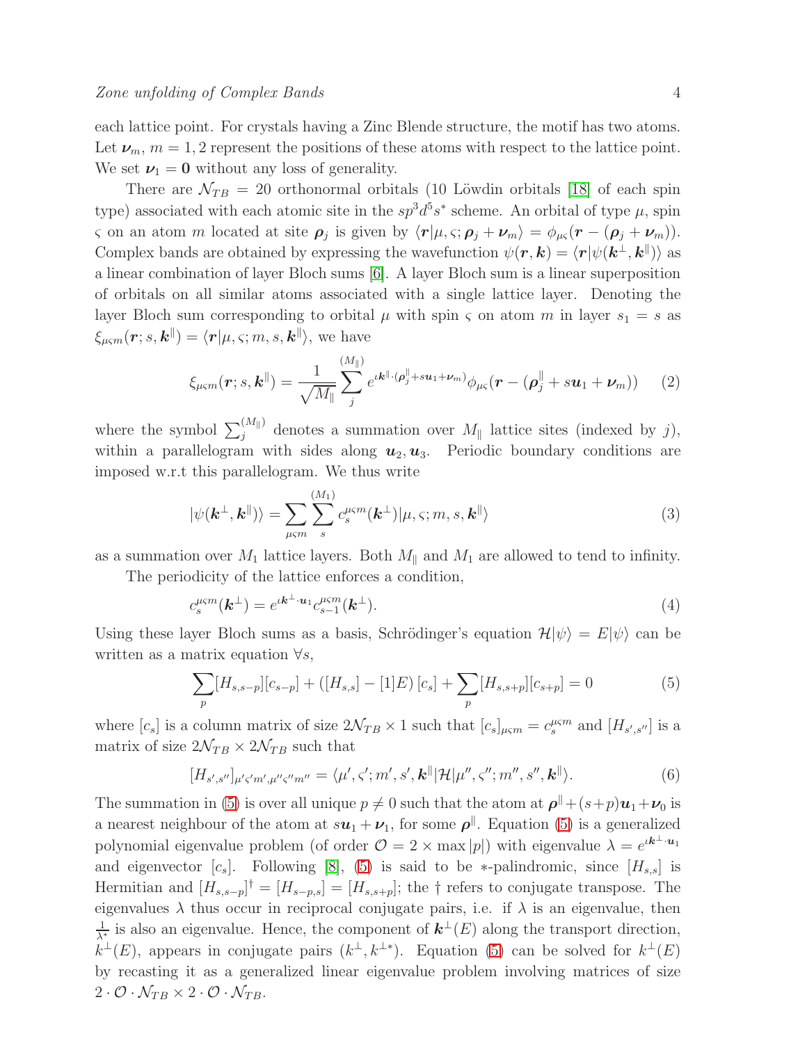each lattice point. For crystals having a Zinc Blende structure, the motif has two atoms. Let $\boldsymbol{\nu}_m$, $m = 1, 2$ represent the positions of these atoms with respect to the lattice point. We set $\boldsymbol{\nu}_1 = \mathbf{0}$ without any loss of generality.

There are $\mathcal{N}_{TB} = 20$ orthonormal orbitals (10 Löwdin orbitals [18] of each spin type) associated with each atomic site in the $sp^3d^5s^*$ scheme. An orbital of type $\mu$, spin $\varsigma$ on an atom $m$ located at site $\boldsymbol{\rho}_j$ is given by $\langle \boldsymbol{r}|\mu, \varsigma; \boldsymbol{\rho}_j + \boldsymbol{\nu}_m\rangle = \phi_{\mu\varsigma}(\boldsymbol{r} - (\boldsymbol{\rho}_j + \boldsymbol{\nu}_m))$. Complex bands are obtained by expressing the wavefunction $\psi(\boldsymbol{r}, \boldsymbol{k}) = \langle \boldsymbol{r}|\psi(\boldsymbol{k}^\perp, \boldsymbol{k}^\parallel)\rangle$ as a linear combination of layer Bloch sums [6]. A layer Bloch sum is a linear superposition of orbitals on all similar atoms associated with a single lattice layer. Denoting the layer Bloch sum corresponding to orbital $\mu$ with spin $\varsigma$ on atom $m$ in layer $s_1 = s$ as $\xi_{\mu\varsigma m}(\boldsymbol{r}; s, \boldsymbol{k}^\parallel) = \langle \boldsymbol{r}|\mu, \varsigma; m, s, \boldsymbol{k}^\parallel\rangle$, we have

$$\xi_{\mu\varsigma m}(\boldsymbol{r}; s, \boldsymbol{k}^\parallel) = \frac{1}{\sqrt{M_\parallel}} \sum_j^{(M_\parallel)} e^{\iota \boldsymbol{k}^\parallel \cdot (\boldsymbol{\rho}_j^\parallel + s\boldsymbol{u}_1 + \boldsymbol{\nu}_m)} \phi_{\mu\varsigma}(\boldsymbol{r} - (\boldsymbol{\rho}_j^\parallel + s\boldsymbol{u}_1 + \boldsymbol{\nu}_m)) \tag{2}$$

where the symbol $\sum_j^{(M_\parallel)}$ denotes a summation over $M_\parallel$ lattice sites (indexed by $j$), within a parallelogram with sides along $\boldsymbol{u}_2, \boldsymbol{u}_3$. Periodic boundary conditions are imposed w.r.t this parallelogram. We thus write

$$|\psi(\boldsymbol{k}^\perp, \boldsymbol{k}^\parallel)\rangle = \sum_{\mu\varsigma m} \sum_s^{(M_1)} c_s^{\mu\varsigma m}(\boldsymbol{k}^\perp) |\mu, \varsigma; m, s, \boldsymbol{k}^\parallel\rangle \tag{3}$$

as a summation over $M_1$ lattice layers. Both $M_\parallel$ and $M_1$ are allowed to tend to infinity.

The periodicity of the lattice enforces a condition,

$$c_s^{\mu\varsigma m}(\boldsymbol{k}^\perp) = e^{\iota \boldsymbol{k}^\perp \cdot \boldsymbol{u}_1} c_{s-1}^{\mu\varsigma m}(\boldsymbol{k}^\perp). \tag{4}$$

Using these layer Bloch sums as a basis, Schrödinger's equation $\mathcal{H}|\psi\rangle = E|\psi\rangle$ can be written as a matrix equation $\forall s$,

$$\sum_p [H_{s,s-p}][c_{s-p}] + ([H_{s,s}] - [1]E)[c_s] + \sum_p [H_{s,s+p}][c_{s+p}] = 0 \tag{5}$$

where $[c_s]$ is a column matrix of size $2\mathcal{N}_{TB} \times 1$ such that $[c_s]_{\mu\varsigma m} = c_s^{\mu\varsigma m}$ and $[H_{s',s''}]$ is a matrix of size $2\mathcal{N}_{TB} \times 2\mathcal{N}_{TB}$ such that

$$[H_{s',s''}]_{\mu'\varsigma' m', \mu''\varsigma'' m''} = \langle \mu', \varsigma'; m', s', \boldsymbol{k}^\parallel|\mathcal{H}|\mu'', \varsigma''; m'', s'', \boldsymbol{k}^\parallel\rangle. \tag{6}$$

The summation in (5) is over all unique $p \neq 0$ such that the atom at $\boldsymbol{\rho}^\parallel + (s+p)\boldsymbol{u}_1 + \boldsymbol{\nu}_0$ is a nearest neighbour of the atom at $s\boldsymbol{u}_1 + \boldsymbol{\nu}_1$, for some $\boldsymbol{\rho}^\parallel$. Equation (5) is a generalized polynomial eigenvalue problem (of order $\mathcal{O} = 2 \times \max|p|$) with eigenvalue $\lambda = e^{\iota \boldsymbol{k}^\perp \cdot \boldsymbol{u}_1}$ and eigenvector $[c_s]$. Following [8], (5) is said to be $*$-palindromic, since $[H_{s,s}]$ is Hermitian and $[H_{s,s-p}]^\dagger = [H_{s-p,s}] = [H_{s,s+p}]$; the $\dagger$ refers to conjugate transpose. The eigenvalues $\lambda$ thus occur in reciprocal conjugate pairs, i.e. if $\lambda$ is an eigenvalue, then $\frac{1}{\lambda^*}$ is also an eigenvalue. Hence, the component of $\boldsymbol{k}^\perp(E)$ along the transport direction, $k^\perp(E)$, appears in conjugate pairs $(k^\perp, k^{\perp *})$. Equation (5) can be solved for $k^\perp(E)$ by recasting it as a generalized linear eigenvalue problem involving matrices of size $2 \cdot \mathcal{O} \cdot \mathcal{N}_{TB} \times 2 \cdot \mathcal{O} \cdot \mathcal{N}_{TB}$.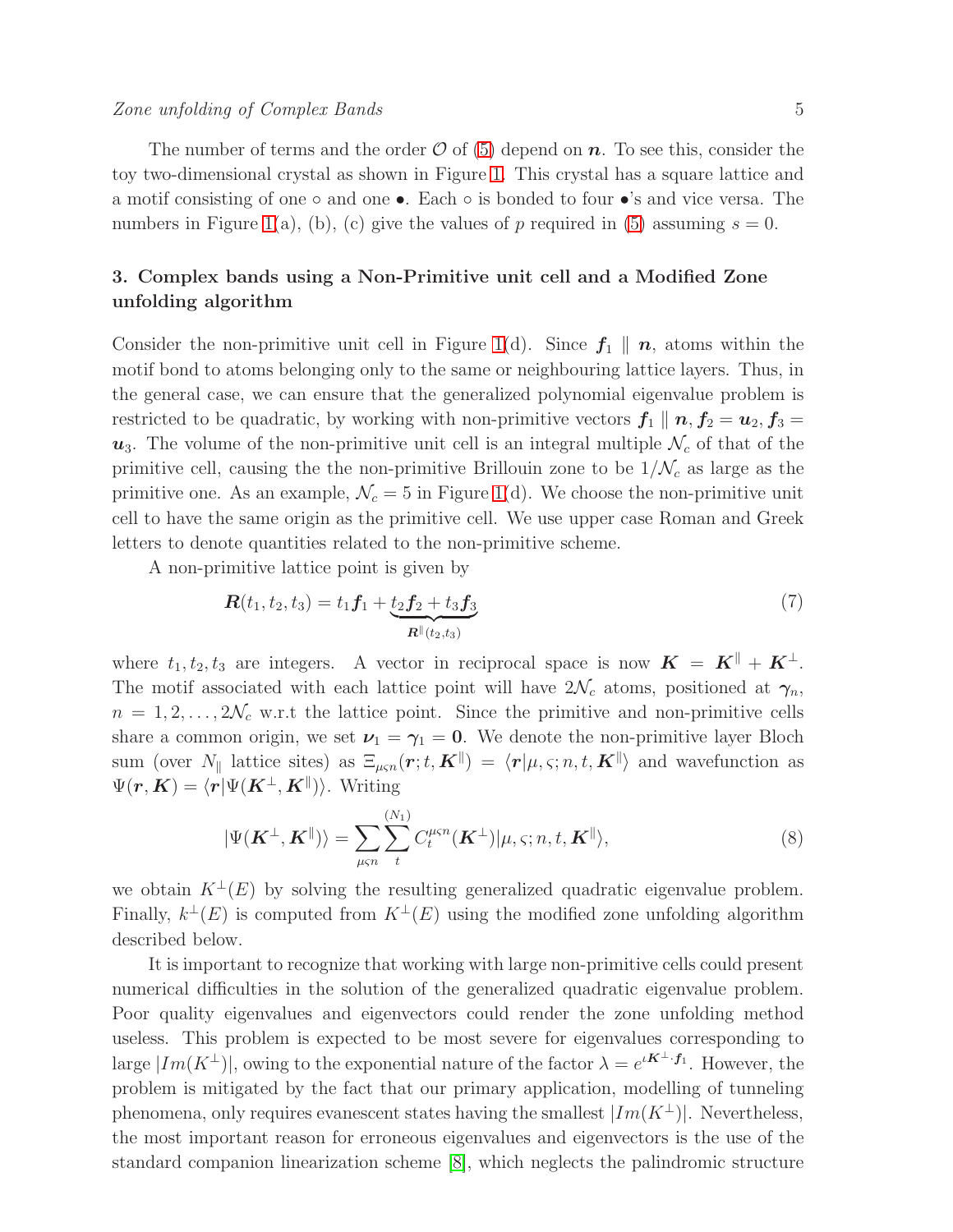The number of terms and the order $\mathcal{O}$ of (5) depend on $\boldsymbol{n}$. To see this, consider the toy two-dimensional crystal as shown in Figure 1. This crystal has a square lattice and a motif consisting of one $\circ$ and one $\bullet$. Each $\circ$ is bonded to four $\bullet$'s and vice versa. The numbers in Figure 1(a), (b), (c) give the values of $p$ required in (5) assuming $s = 0$.

## 3. Complex bands using a Non-Primitive unit cell and a Modified Zone unfolding algorithm

Consider the non-primitive unit cell in Figure 1(d). Since $\boldsymbol{f}_1 \parallel \boldsymbol{n}$, atoms within the motif bond to atoms belonging only to the same or neighbouring lattice layers. Thus, in the general case, we can ensure that the generalized polynomial eigenvalue problem is restricted to be quadratic, by working with non-primitive vectors $\boldsymbol{f}_1 \parallel \boldsymbol{n}$, $\boldsymbol{f}_2 = \boldsymbol{u}_2$, $\boldsymbol{f}_3 = \boldsymbol{u}_3$. The volume of the non-primitive unit cell is an integral multiple $\mathcal{N}_c$ of that of the primitive cell, causing the the non-primitive Brillouin zone to be $1/\mathcal{N}_c$ as large as the primitive one. As an example, $\mathcal{N}_c = 5$ in Figure 1(d). We choose the non-primitive unit cell to have the same origin as the primitive cell. We use upper case Roman and Greek letters to denote quantities related to the non-primitive scheme.

A non-primitive lattice point is given by

$$\boldsymbol{R}(t_1, t_2, t_3) = t_1\boldsymbol{f}_1 + \underbrace{t_2\boldsymbol{f}_2 + t_3\boldsymbol{f}_3}_{\boldsymbol{R}^{\parallel}(t_2,t_3)} \tag{7}$$

where $t_1, t_2, t_3$ are integers. A vector in reciprocal space is now $\boldsymbol{K} = \boldsymbol{K}^{\parallel} + \boldsymbol{K}^{\perp}$. The motif associated with each lattice point will have $2\mathcal{N}_c$ atoms, positioned at $\boldsymbol{\gamma}_n$, $n = 1, 2, \ldots, 2\mathcal{N}_c$ w.r.t the lattice point. Since the primitive and non-primitive cells share a common origin, we set $\boldsymbol{\nu}_1 = \boldsymbol{\gamma}_1 = \boldsymbol{0}$. We denote the non-primitive layer Bloch sum (over $N_{\parallel}$ lattice sites) as $\Xi_{\mu\varsigma n}(\boldsymbol{r}; t, \boldsymbol{K}^{\parallel}) = \langle \boldsymbol{r}|\mu, \varsigma; n, t, \boldsymbol{K}^{\parallel}\rangle$ and wavefunction as $\Psi(\boldsymbol{r}, \boldsymbol{K}) = \langle \boldsymbol{r}|\Psi(\boldsymbol{K}^{\perp}, \boldsymbol{K}^{\parallel})\rangle$. Writing

$$|\Psi(\boldsymbol{K}^{\perp}, \boldsymbol{K}^{\parallel})\rangle = \sum_{\mu\varsigma n} \sum_{t}^{(N_1)} C_t^{\mu\varsigma n}(\boldsymbol{K}^{\perp}) |\mu, \varsigma; n, t, \boldsymbol{K}^{\parallel}\rangle, \tag{8}$$

we obtain $K^{\perp}(E)$ by solving the resulting generalized quadratic eigenvalue problem. Finally, $k^{\perp}(E)$ is computed from $K^{\perp}(E)$ using the modified zone unfolding algorithm described below.

It is important to recognize that working with large non-primitive cells could present numerical difficulties in the solution of the generalized quadratic eigenvalue problem. Poor quality eigenvalues and eigenvectors could render the zone unfolding method useless. This problem is expected to be most severe for eigenvalues corresponding to large $|Im(K^{\perp})|$, owing to the exponential nature of the factor $\lambda = e^{\imath \boldsymbol{K}^{\perp}\cdot\boldsymbol{f}_1}$. However, the problem is mitigated by the fact that our primary application, modelling of tunneling phenomena, only requires evanescent states having the smallest $|Im(K^{\perp})|$. Nevertheless, the most important reason for erroneous eigenvalues and eigenvectors is the use of the standard companion linearization scheme [8], which neglects the palindromic structure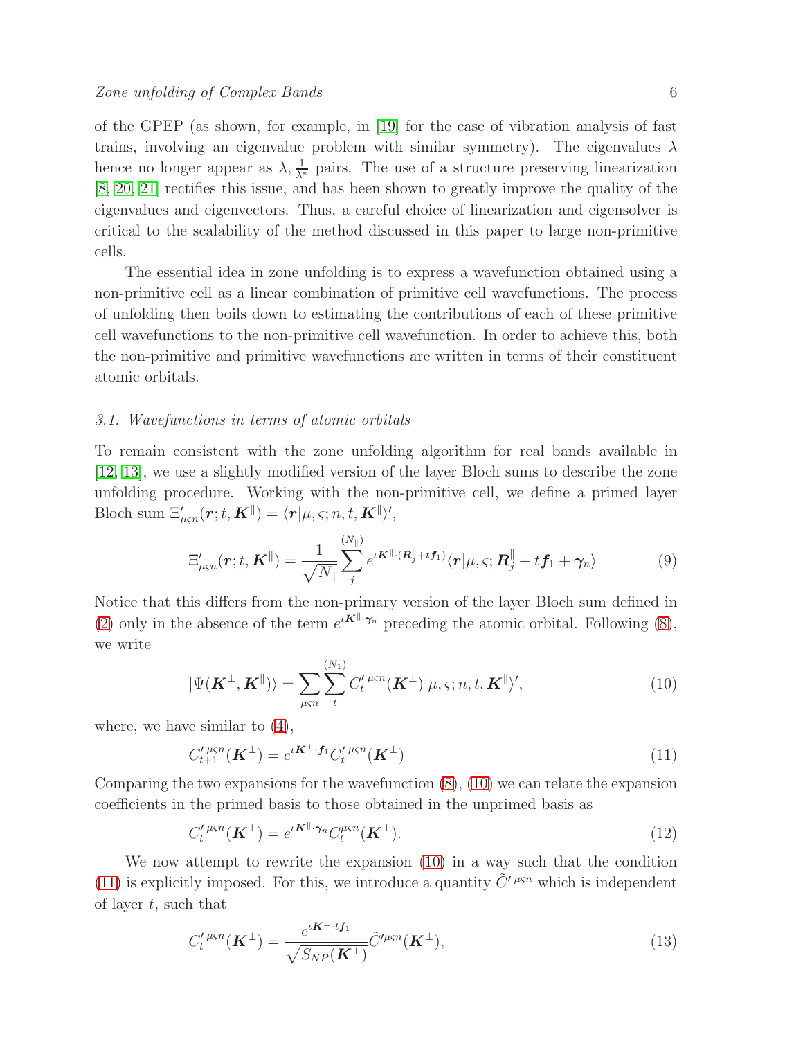of the GPEP (as shown, for example, in [19] for the case of vibration analysis of fast trains, involving an eigenvalue problem with similar symmetry). The eigenvalues $\lambda$ hence no longer appear as $\lambda, \frac{1}{\lambda^*}$ pairs. The use of a structure preserving linearization [8, 20, 21] rectifies this issue, and has been shown to greatly improve the quality of the eigenvalues and eigenvectors. Thus, a careful choice of linearization and eigensolver is critical to the scalability of the method discussed in this paper to large non-primitive cells.

The essential idea in zone unfolding is to express a wavefunction obtained using a non-primitive cell as a linear combination of primitive cell wavefunctions. The process of unfolding then boils down to estimating the contributions of each of these primitive cell wavefunctions to the non-primitive cell wavefunction. In order to achieve this, both the non-primitive and primitive wavefunctions are written in terms of their constituent atomic orbitals.

### 3.1. Wavefunctions in terms of atomic orbitals

To remain consistent with the zone unfolding algorithm for real bands available in [12, 13], we use a slightly modified version of the layer Bloch sums to describe the zone unfolding procedure. Working with the non-primitive cell, we define a primed layer Bloch sum $\Xi'_{\mu\varsigma n}(\boldsymbol{r}; t, \boldsymbol{K}^{\parallel}) = \langle \boldsymbol{r} | \mu, \varsigma; n, t, \boldsymbol{K}^{\parallel} \rangle'$,

$$\Xi'_{\mu\varsigma n}(\boldsymbol{r}; t, \boldsymbol{K}^{\parallel}) = \frac{1}{\sqrt{N_{\parallel}}} \sum_{j}^{(N_{\parallel})} e^{\iota \boldsymbol{K}^{\parallel} \cdot (\boldsymbol{R}_j^{\parallel} + t\boldsymbol{f}_1)} \langle \boldsymbol{r} | \mu, \varsigma; \boldsymbol{R}_j^{\parallel} + t\boldsymbol{f}_1 + \boldsymbol{\gamma}_n \rangle \tag{9}$$

Notice that this differs from the non-primary version of the layer Bloch sum defined in (2) only in the absence of the term $e^{\iota \boldsymbol{K}^{\parallel} \cdot \boldsymbol{\gamma}_n}$ preceding the atomic orbital. Following (8), we write

$$|\Psi(\boldsymbol{K}^{\perp}, \boldsymbol{K}^{\parallel})\rangle = \sum_{\mu\varsigma n} \sum_{t}^{(N_1)} C_t'^{\,\mu\varsigma n}(\boldsymbol{K}^{\perp}) |\mu, \varsigma; n, t, \boldsymbol{K}^{\parallel}\rangle', \tag{10}$$

where, we have similar to (4),

$$C_{t+1}'^{\,\mu\varsigma n}(\boldsymbol{K}^{\perp}) = e^{\iota \boldsymbol{K}^{\perp} \cdot \boldsymbol{f}_1} C_t'^{\,\mu\varsigma n}(\boldsymbol{K}^{\perp}) \tag{11}$$

Comparing the two expansions for the wavefunction (8), (10) we can relate the expansion coefficients in the primed basis to those obtained in the unprimed basis as

$$C_t'^{\,\mu\varsigma n}(\boldsymbol{K}^{\perp}) = e^{\iota \boldsymbol{K}^{\parallel} \cdot \boldsymbol{\gamma}_n} C_t^{\mu\varsigma n}(\boldsymbol{K}^{\perp}). \tag{12}$$

We now attempt to rewrite the expansion (10) in a way such that the condition (11) is explicitly imposed. For this, we introduce a quantity $\tilde{C}'^{\,\mu\varsigma n}$ which is independent of layer $t$, such that

$$C_t'^{\,\mu\varsigma n}(\boldsymbol{K}^{\perp}) = \frac{e^{\iota \boldsymbol{K}^{\perp} \cdot t\boldsymbol{f}_1}}{\sqrt{S_{NP}(\boldsymbol{K}^{\perp})}} \tilde{C}'^{\mu\varsigma n}(\boldsymbol{K}^{\perp}), \tag{13}$$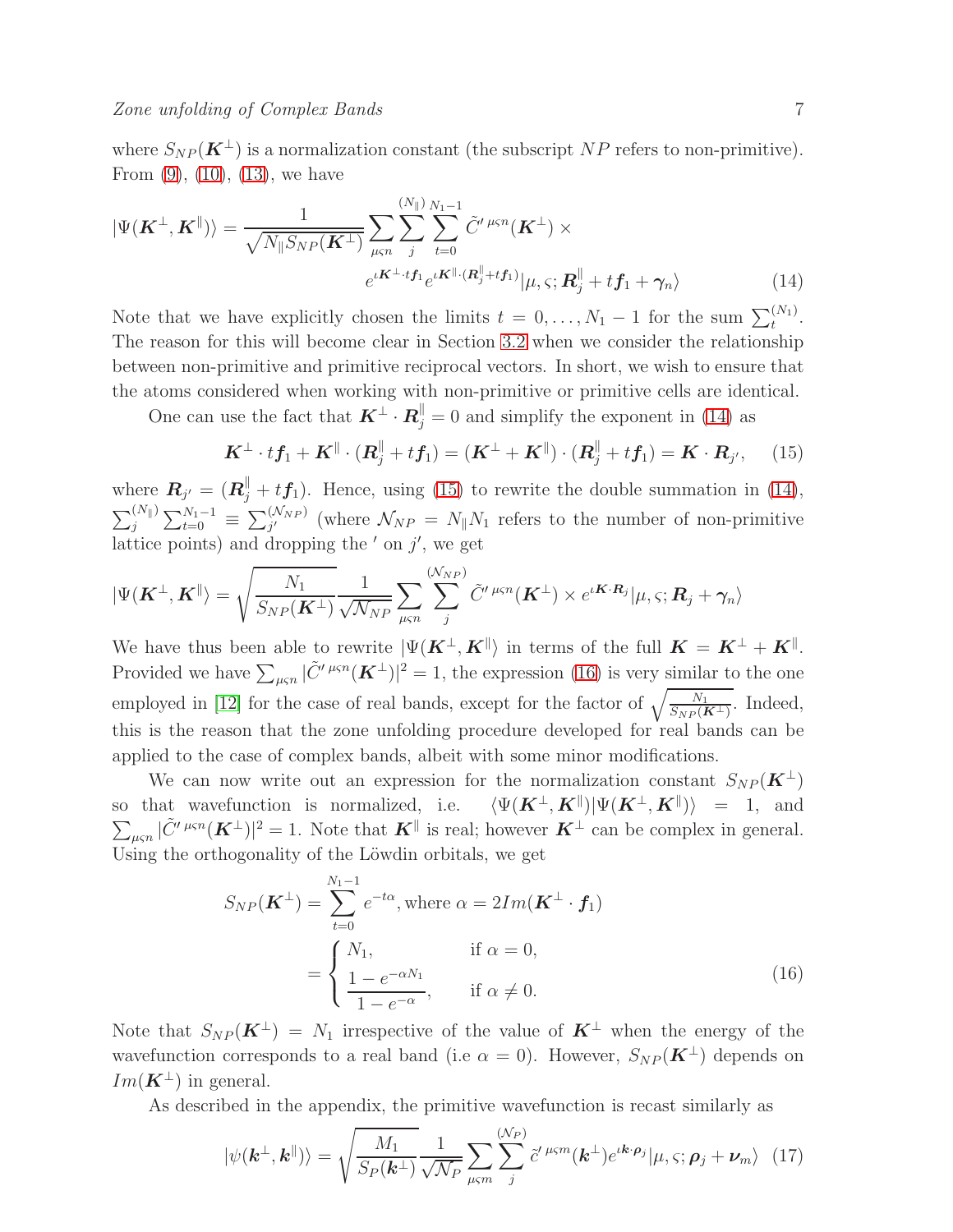where $S_{NP}(\boldsymbol{K}^{\perp})$ is a normalization constant (the subscript $NP$ refers to non-primitive). From (9), (10), (13), we have

$$|\Psi(\boldsymbol{K}^{\perp}, \boldsymbol{K}^{\parallel})\rangle = \frac{1}{\sqrt{N_{\parallel} S_{NP}(\boldsymbol{K}^{\perp})}} \sum_{\mu\varsigma n} \sum_{j}^{(N_{\parallel})} \sum_{t=0}^{N_1-1} \tilde{C}'^{\,\mu\varsigma n}(\boldsymbol{K}^{\perp}) \times e^{\iota \boldsymbol{K}^{\perp}\cdot t\boldsymbol{f}_1} e^{\iota \boldsymbol{K}^{\parallel}\cdot(\boldsymbol{R}_j^{\parallel} + t\boldsymbol{f}_1)} |\mu, \varsigma; \boldsymbol{R}_j^{\parallel} + t\boldsymbol{f}_1 + \boldsymbol{\gamma}_n\rangle \tag{14}$$

Note that we have explicitly chosen the limits $t = 0, \ldots, N_1 - 1$ for the sum $\sum_t^{(N_1)}$. The reason for this will become clear in Section 3.2 when we consider the relationship between non-primitive and primitive reciprocal vectors. In short, we wish to ensure that the atoms considered when working with non-primitive or primitive cells are identical.

One can use the fact that $\boldsymbol{K}^{\perp} \cdot \boldsymbol{R}_j^{\parallel} = 0$ and simplify the exponent in (14) as

$$\boldsymbol{K}^{\perp} \cdot t\boldsymbol{f}_1 + \boldsymbol{K}^{\parallel} \cdot (\boldsymbol{R}_j^{\parallel} + t\boldsymbol{f}_1) = (\boldsymbol{K}^{\perp} + \boldsymbol{K}^{\parallel}) \cdot (\boldsymbol{R}_j^{\parallel} + t\boldsymbol{f}_1) = \boldsymbol{K} \cdot \boldsymbol{R}_{j'}, \tag{15}$$

where $\boldsymbol{R}_{j'} = (\boldsymbol{R}_j^{\parallel} + t\boldsymbol{f}_1)$. Hence, using (15) to rewrite the double summation in (14), $\sum_j^{(N_{\parallel})} \sum_{t=0}^{N_1-1} \equiv \sum_{j'}^{(\mathcal{N}_{NP})}$ (where $\mathcal{N}_{NP} = N_{\parallel} N_1$ refers to the number of non-primitive lattice points) and dropping the $'$ on $j'$, we get

$$|\Psi(\boldsymbol{K}^{\perp}, \boldsymbol{K}^{\parallel}\rangle = \sqrt{\frac{N_1}{S_{NP}(\boldsymbol{K}^{\perp})}} \frac{1}{\sqrt{\mathcal{N}_{NP}}} \sum_{\mu\varsigma n} \sum_{j}^{(\mathcal{N}_{NP})} \tilde{C}'^{\,\mu\varsigma n}(\boldsymbol{K}^{\perp}) \times e^{\iota \boldsymbol{K}\cdot\boldsymbol{R}_j} |\mu, \varsigma; \boldsymbol{R}_j + \boldsymbol{\gamma}_n\rangle$$

We have thus been able to rewrite $|\Psi(\boldsymbol{K}^{\perp}, \boldsymbol{K}^{\parallel}\rangle$ in terms of the full $\boldsymbol{K} = \boldsymbol{K}^{\perp} + \boldsymbol{K}^{\parallel}$. Provided we have $\sum_{\mu\varsigma n} |\tilde{C}'^{\,\mu\varsigma n}(\boldsymbol{K}^{\perp})|^2 = 1$, the expression (16) is very similar to the one employed in [12] for the case of real bands, except for the factor of $\sqrt{\frac{N_1}{S_{NP}(\boldsymbol{K}^{\perp})}}$. Indeed, this is the reason that the zone unfolding procedure developed for real bands can be applied to the case of complex bands, albeit with some minor modifications.

We can now write out an expression for the normalization constant $S_{NP}(\boldsymbol{K}^{\perp})$ so that wavefunction is normalized, i.e. $\langle \Psi(\boldsymbol{K}^{\perp}, \boldsymbol{K}^{\parallel}) | \Psi(\boldsymbol{K}^{\perp}, \boldsymbol{K}^{\parallel})\rangle = 1$, and $\sum_{\mu\varsigma n} |\tilde{C}'^{\,\mu\varsigma n}(\boldsymbol{K}^{\perp})|^2 = 1$. Note that $\boldsymbol{K}^{\parallel}$ is real; however $\boldsymbol{K}^{\perp}$ can be complex in general. Using the orthogonality of the Löwdin orbitals, we get

$$\begin{aligned} S_{NP}(\boldsymbol{K}^{\perp}) &= \sum_{t=0}^{N_1-1} e^{-t\alpha}, \text{where } \alpha = 2Im(\boldsymbol{K}^{\perp} \cdot \boldsymbol{f}_1) \\ &= \begin{cases} N_1, & \text{if } \alpha = 0, \\ \dfrac{1 - e^{-\alpha N_1}}{1 - e^{-\alpha}}, & \text{if } \alpha \neq 0. \end{cases} \end{aligned} \tag{16}$$

Note that $S_{NP}(\boldsymbol{K}^{\perp}) = N_1$ irrespective of the value of $\boldsymbol{K}^{\perp}$ when the energy of the wavefunction corresponds to a real band (i.e $\alpha = 0$). However, $S_{NP}(\boldsymbol{K}^{\perp})$ depends on $Im(\boldsymbol{K}^{\perp})$ in general.

As described in the appendix, the primitive wavefunction is recast similarly as

$$|\psi(\boldsymbol{k}^{\perp}, \boldsymbol{k}^{\parallel})\rangle = \sqrt{\frac{M_1}{S_P(\boldsymbol{k}^{\perp})}} \frac{1}{\sqrt{\mathcal{N}_P}} \sum_{\mu\varsigma m} \sum_{j}^{(\mathcal{N}_P)} \tilde{c}'^{\,\mu\varsigma m}(\boldsymbol{k}^{\perp}) e^{\iota \boldsymbol{k}\cdot\boldsymbol{\rho}_j} |\mu, \varsigma; \boldsymbol{\rho}_j + \boldsymbol{\nu}_m\rangle \tag{17}$$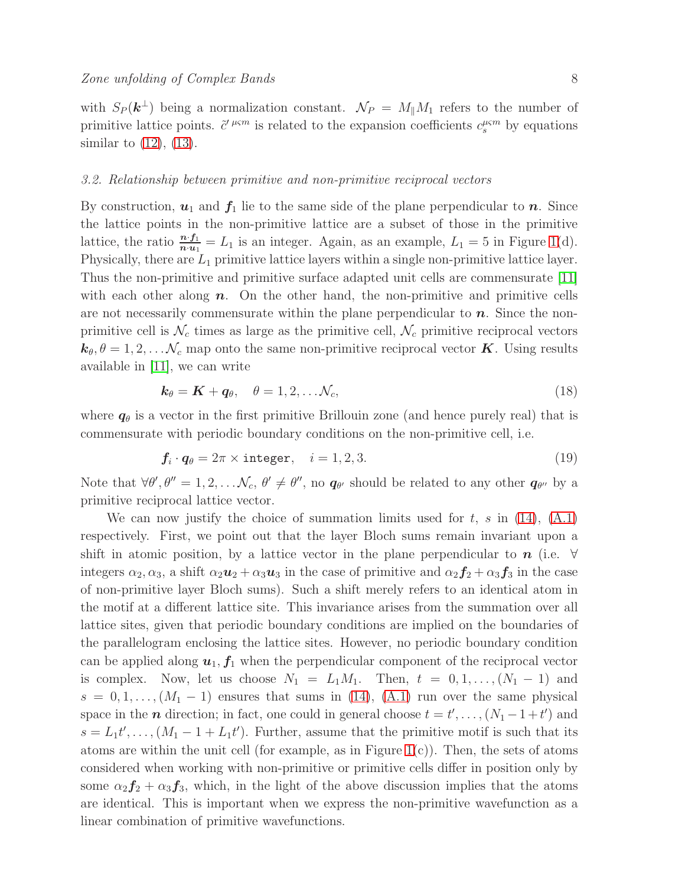with $S_P(\boldsymbol{k}^{\perp})$ being a normalization constant. $\mathcal{N}_P = M_{\parallel} M_1$ refers to the number of primitive lattice points. $\tilde{c}'^{\,\mu\varsigma m}$ is related to the expansion coefficients $c_s^{\mu\varsigma m}$ by equations similar to (12), (13).

### 3.2. Relationship between primitive and non-primitive reciprocal vectors

By construction, $\boldsymbol{u}_1$ and $\boldsymbol{f}_1$ lie to the same side of the plane perpendicular to $\boldsymbol{n}$. Since the lattice points in the non-primitive lattice are a subset of those in the primitive lattice, the ratio $\frac{\boldsymbol{n}\cdot\boldsymbol{f}_1}{\boldsymbol{n}\cdot\boldsymbol{u}_1} = L_1$ is an integer. Again, as an example, $L_1 = 5$ in Figure 1(d). Physically, there are $L_1$ primitive lattice layers within a single non-primitive lattice layer. Thus the non-primitive and primitive surface adapted unit cells are commensurate [11] with each other along $\boldsymbol{n}$. On the other hand, the non-primitive and primitive cells are not necessarily commensurate within the plane perpendicular to $\boldsymbol{n}$. Since the non-primitive cell is $\mathcal{N}_c$ times as large as the primitive cell, $\mathcal{N}_c$ primitive reciprocal vectors $\boldsymbol{k}_\theta, \theta = 1, 2, \ldots \mathcal{N}_c$ map onto the same non-primitive reciprocal vector $\boldsymbol{K}$. Using results available in [11], we can write

$$\boldsymbol{k}_\theta = \boldsymbol{K} + \boldsymbol{q}_\theta, \quad \theta = 1, 2, \ldots \mathcal{N}_c, \tag{18}$$

where $\boldsymbol{q}_\theta$ is a vector in the first primitive Brillouin zone (and hence purely real) that is commensurate with periodic boundary conditions on the non-primitive cell, i.e.

$$\boldsymbol{f}_i \cdot \boldsymbol{q}_\theta = 2\pi \times \texttt{integer}, \quad i = 1, 2, 3. \tag{19}$$

Note that $\forall \theta', \theta'' = 1, 2, \ldots \mathcal{N}_c$, $\theta' \neq \theta''$, no $\boldsymbol{q}_{\theta'}$ should be related to any other $\boldsymbol{q}_{\theta''}$ by a primitive reciprocal lattice vector.

We can now justify the choice of summation limits used for $t$, $s$ in (14), (A.1) respectively. First, we point out that the layer Bloch sums remain invariant upon a shift in atomic position, by a lattice vector in the plane perpendicular to $\boldsymbol{n}$ (i.e. $\forall$ integers $\alpha_2, \alpha_3$, a shift $\alpha_2\boldsymbol{u}_2 + \alpha_3\boldsymbol{u}_3$ in the case of primitive and $\alpha_2\boldsymbol{f}_2 + \alpha_3\boldsymbol{f}_3$ in the case of non-primitive layer Bloch sums). Such a shift merely refers to an identical atom in the motif at a different lattice site. This invariance arises from the summation over all lattice sites, given that periodic boundary conditions are implied on the boundaries of the parallelogram enclosing the lattice sites. However, no periodic boundary condition can be applied along $\boldsymbol{u}_1, \boldsymbol{f}_1$ when the perpendicular component of the reciprocal vector is complex. Now, let us choose $N_1 = L_1 M_1$. Then, $t = 0, 1, \ldots, (N_1 - 1)$ and $s = 0, 1, \ldots, (M_1 - 1)$ ensures that sums in (14), (A.1) run over the same physical space in the $\boldsymbol{n}$ direction; in fact, one could in general choose $t = t', \ldots, (N_1 - 1 + t')$ and $s = L_1 t', \ldots, (M_1 - 1 + L_1 t')$. Further, assume that the primitive motif is such that its atoms are within the unit cell (for example, as in Figure 1(c)). Then, the sets of atoms considered when working with non-primitive or primitive cells differ in position only by some $\alpha_2\boldsymbol{f}_2 + \alpha_3\boldsymbol{f}_3$, which, in the light of the above discussion implies that the atoms are identical. This is important when we express the non-primitive wavefunction as a linear combination of primitive wavefunctions.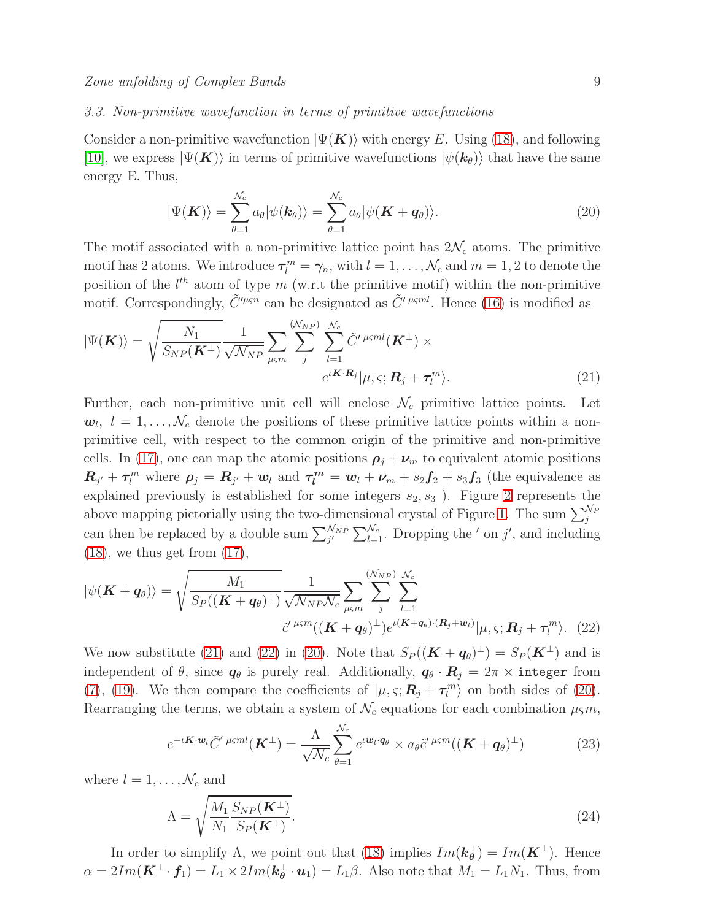### 3.3. Non-primitive wavefunction in terms of primitive wavefunctions

Consider a non-primitive wavefunction $|\Psi(\boldsymbol{K})\rangle$ with energy $E$. Using (18), and following [10], we express $|\Psi(\boldsymbol{K})\rangle$ in terms of primitive wavefunctions $|\psi(\boldsymbol{k}_\theta)\rangle$ that have the same energy E. Thus,

$$|\Psi(\boldsymbol{K})\rangle = \sum_{\theta=1}^{\mathcal{N}_c} a_\theta |\psi(\boldsymbol{k}_\theta)\rangle = \sum_{\theta=1}^{\mathcal{N}_c} a_\theta |\psi(\boldsymbol{K}+\boldsymbol{q}_\theta)\rangle. \tag{20}$$

The motif associated with a non-primitive lattice point has $2\mathcal{N}_c$ atoms. The primitive motif has 2 atoms. We introduce $\boldsymbol{\tau}_l^m = \boldsymbol{\gamma}_n$, with $l = 1,\ldots,\mathcal{N}_c$ and $m = 1,2$ to denote the position of the $l^{th}$ atom of type $m$ (w.r.t the primitive motif) within the non-primitive motif. Correspondingly, $\tilde{C}'^{\mu\varsigma n}$ can be designated as $\tilde{C}'^{\,\mu\varsigma ml}$. Hence (16) is modified as

$$|\Psi(\boldsymbol{K})\rangle = \sqrt{\frac{N_1}{S_{NP}(\boldsymbol{K}^\perp)}}\frac{1}{\sqrt{\mathcal{N}_{NP}}}\sum_{\mu\varsigma m}\sum_{j}^{(\mathcal{N}_{NP})}\sum_{l=1}^{\mathcal{N}_c}\tilde{C}'^{\,\mu\varsigma ml}(\boldsymbol{K}^\perp)\times e^{\iota \boldsymbol{K}\cdot\boldsymbol{R}_j}|\mu,\varsigma;\boldsymbol{R}_j+\boldsymbol{\tau}_l^m\rangle. \tag{21}$$

Further, each non-primitive unit cell will enclose $\mathcal{N}_c$ primitive lattice points. Let $\boldsymbol{w}_l$, $l = 1,\ldots,\mathcal{N}_c$ denote the positions of these primitive lattice points within a non-primitive cell, with respect to the common origin of the primitive and non-primitive cells. In (17), one can map the atomic positions $\boldsymbol{\rho}_j + \boldsymbol{\nu}_m$ to equivalent atomic positions $\boldsymbol{R}_{j'} + \boldsymbol{\tau}_l^m$ where $\boldsymbol{\rho}_j = \boldsymbol{R}_{j'} + \boldsymbol{w}_l$ and $\boldsymbol{\tau}_l^m = \boldsymbol{w}_l + \boldsymbol{\nu}_m + s_2\boldsymbol{f}_2 + s_3\boldsymbol{f}_3$ (the equivalence as explained previously is established for some integers $s_2, s_3$ ). Figure 2 represents the above mapping pictorially using the two-dimensional crystal of Figure 1. The sum $\sum_j^{\mathcal{N}_P}$ can then be replaced by a double sum $\sum_{j'}^{\mathcal{N}_{NP}}\sum_{l=1}^{\mathcal{N}_c}$. Dropping the $'$ on $j'$, and including (18), we thus get from (17),

$$|\psi(\boldsymbol{K}+\boldsymbol{q}_\theta)\rangle = \sqrt{\frac{M_1}{S_P((\boldsymbol{K}+\boldsymbol{q}_\theta)^\perp)}}\frac{1}{\sqrt{\mathcal{N}_{NP}\mathcal{N}_c}}\sum_{\mu\varsigma m}\sum_{j}^{(\mathcal{N}_{NP})}\sum_{l=1}^{\mathcal{N}_c} \tilde{c}'^{\,\mu\varsigma m}((\boldsymbol{K}+\boldsymbol{q}_\theta)^\perp)e^{\iota(\boldsymbol{K}+\boldsymbol{q}_\theta)\cdot(\boldsymbol{R}_j+\boldsymbol{w}_l)}|\mu,\varsigma;\boldsymbol{R}_j+\boldsymbol{\tau}_l^m\rangle. \tag{22}$$

We now substitute (21) and (22) in (20). Note that $S_P((\boldsymbol{K}+\boldsymbol{q}_\theta)^\perp) = S_P(\boldsymbol{K}^\perp)$ and is independent of $\theta$, since $\boldsymbol{q}_\theta$ is purely real. Additionally, $\boldsymbol{q}_\theta\cdot\boldsymbol{R}_j = 2\pi\times$ `integer` from (7), (19). We then compare the coefficients of $|\mu,\varsigma;\boldsymbol{R}_j+\boldsymbol{\tau}_l^m\rangle$ on both sides of (20). Rearranging the terms, we obtain a system of $\mathcal{N}_c$ equations for each combination $\mu\varsigma m$,

$$e^{-\iota\boldsymbol{K}\cdot\boldsymbol{w}_l}\tilde{C}'^{\,\mu\varsigma ml}(\boldsymbol{K}^\perp) = \frac{\Lambda}{\sqrt{\mathcal{N}_c}}\sum_{\theta=1}^{\mathcal{N}_c} e^{\iota\boldsymbol{w}_l\cdot\boldsymbol{q}_\theta}\times a_\theta\tilde{c}'^{\,\mu\varsigma m}((\boldsymbol{K}+\boldsymbol{q}_\theta)^\perp) \tag{23}$$

where $l = 1,\ldots,\mathcal{N}_c$ and

$$\Lambda = \sqrt{\frac{M_1}{N_1}\frac{S_{NP}(\boldsymbol{K}^\perp)}{S_P(\boldsymbol{K}^\perp)}}. \tag{24}$$

In order to simplify $\Lambda$, we point out that (18) implies $Im(\boldsymbol{k}_\theta^\perp) = Im(\boldsymbol{K}^\perp)$. Hence $\alpha = 2Im(\boldsymbol{K}^\perp\cdot\boldsymbol{f}_1) = L_1\times 2Im(\boldsymbol{k}_\theta^\perp\cdot\boldsymbol{u}_1) = L_1\beta$. Also note that $M_1 = L_1N_1$. Thus, from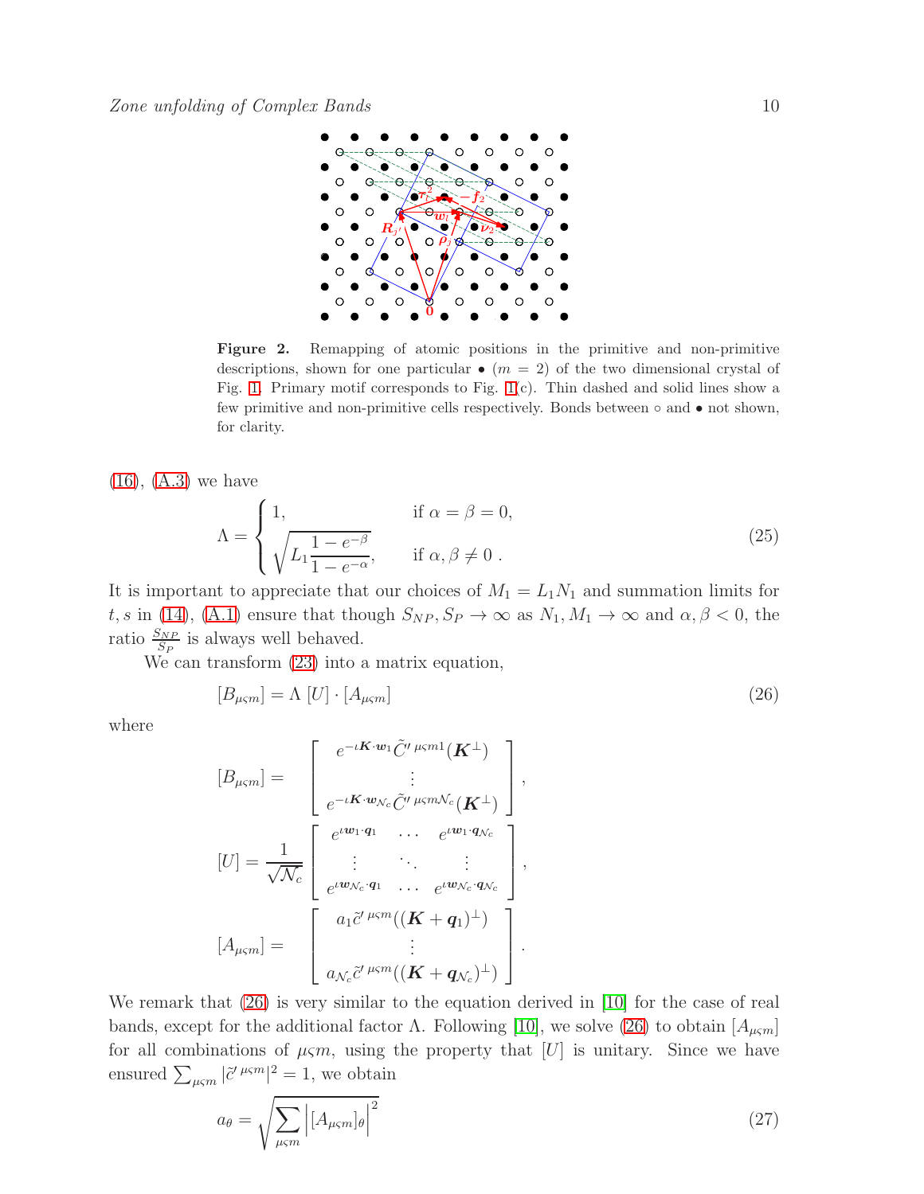**Figure 2.** Remapping of atomic positions in the primitive and non-primitive descriptions, shown for one particular $\bullet$ ($m = 2$) of the two dimensional crystal of Fig. 1. Primary motif corresponds to Fig. 1(c). Thin dashed and solid lines show a few primitive and non-primitive cells respectively. Bonds between $\circ$ and $\bullet$ not shown, for clarity.

(16), (A.3) we have

$$\Lambda = \begin{cases} 1, & \text{if } \alpha = \beta = 0, \\ \sqrt{L_1 \dfrac{1 - e^{-\beta}}{1 - e^{-\alpha}}}, & \text{if } \alpha, \beta \neq 0 \; . \end{cases} \tag{25}$$

It is important to appreciate that our choices of $M_1 = L_1 N_1$ and summation limits for $t, s$ in (14), (A.1) ensure that though $S_{NP}, S_P \to \infty$ as $N_1, M_1 \to \infty$ and $\alpha, \beta < 0$, the ratio $\frac{S_{NP}}{S_P}$ is always well behaved.

We can transform (23) into a matrix equation,

$$[B_{\mu\varsigma m}] = \Lambda \, [U] \cdot [A_{\mu\varsigma m}] \tag{26}$$

where

$$[B_{\mu\varsigma m}] = \begin{bmatrix} e^{-\iota \boldsymbol{K}\cdot\boldsymbol{w}_1} \tilde{C}'^{\,\mu\varsigma m 1}(\boldsymbol{K}^{\perp}) \\ \vdots \\ e^{-\iota \boldsymbol{K}\cdot\boldsymbol{w}_{\mathcal{N}_c}} \tilde{C}'^{\,\mu\varsigma m \mathcal{N}_c}(\boldsymbol{K}^{\perp}) \end{bmatrix},$$

$$[U] = \frac{1}{\sqrt{\mathcal{N}_c}} \begin{bmatrix} e^{\iota \boldsymbol{w}_1\cdot\boldsymbol{q}_1} & \cdots & e^{\iota \boldsymbol{w}_1\cdot\boldsymbol{q}_{\mathcal{N}_c}} \\ \vdots & \ddots & \vdots \\ e^{\iota \boldsymbol{w}_{\mathcal{N}_c}\cdot\boldsymbol{q}_1} & \cdots & e^{\iota \boldsymbol{w}_{\mathcal{N}_c}\cdot\boldsymbol{q}_{\mathcal{N}_c}} \end{bmatrix},$$

$$[A_{\mu\varsigma m}] = \begin{bmatrix} a_1 \tilde{c}'^{\,\mu\varsigma m}((\boldsymbol{K}+\boldsymbol{q}_1)^{\perp}) \\ \vdots \\ a_{\mathcal{N}_c} \tilde{c}'^{\,\mu\varsigma m}((\boldsymbol{K}+\boldsymbol{q}_{\mathcal{N}_c})^{\perp}) \end{bmatrix}.$$

We remark that (26) is very similar to the equation derived in [10] for the case of real bands, except for the additional factor $\Lambda$. Following [10], we solve (26) to obtain $[A_{\mu\varsigma m}]$ for all combinations of $\mu\varsigma m$, using the property that $[U]$ is unitary. Since we have ensured $\sum_{\mu\varsigma m} |\tilde{c}'^{\,\mu\varsigma m}|^2 = 1$, we obtain

$$a_\theta = \sqrt{\sum_{\mu\varsigma m} \left| [A_{\mu\varsigma m}]_\theta \right|^2} \tag{27}$$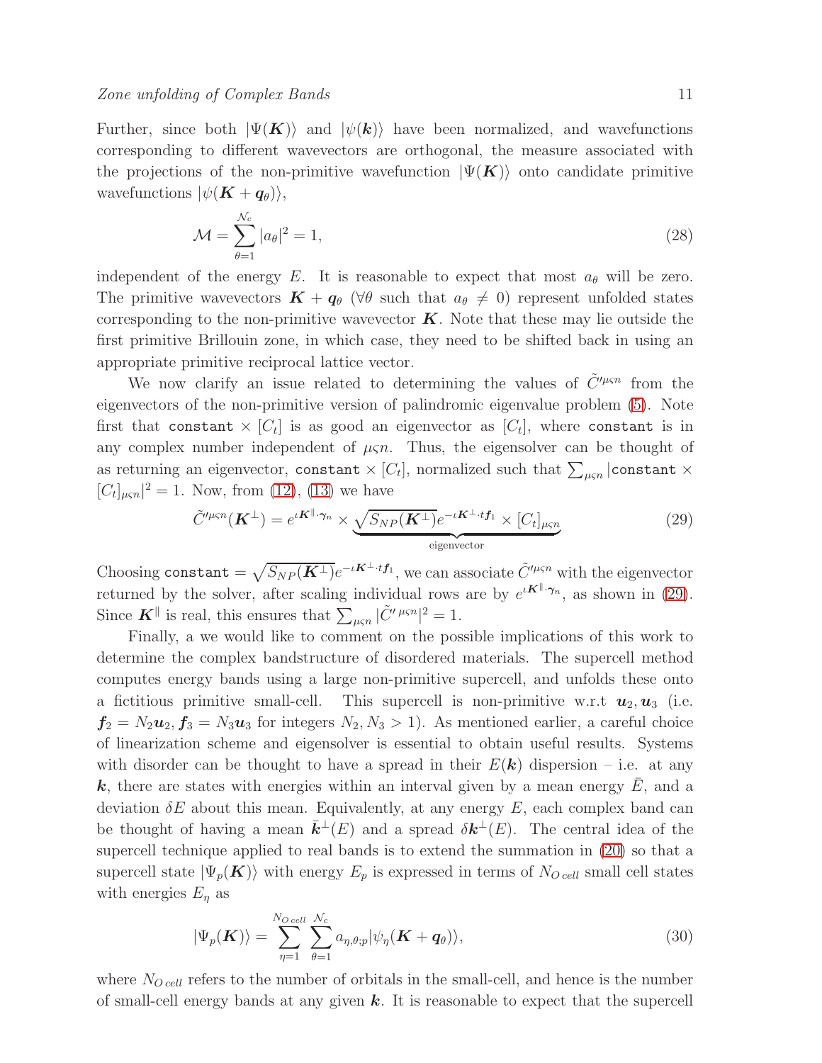Further, since both $|\Psi(\boldsymbol{K})\rangle$ and $|\psi(\boldsymbol{k})\rangle$ have been normalized, and wavefunctions corresponding to different wavevectors are orthogonal, the measure associated with the projections of the non-primitive wavefunction $|\Psi(\boldsymbol{K})\rangle$ onto candidate primitive wavefunctions $|\psi(\boldsymbol{K}+\boldsymbol{q}_\theta)\rangle$,

$$\mathcal{M} = \sum_{\theta=1}^{\mathcal{N}_c} |a_\theta|^2 = 1, \tag{28}$$

independent of the energy $E$. It is reasonable to expect that most $a_\theta$ will be zero. The primitive wavevectors $\boldsymbol{K}+\boldsymbol{q}_\theta$ ($\forall\theta$ such that $a_\theta \neq 0$) represent unfolded states corresponding to the non-primitive wavevector $\boldsymbol{K}$. Note that these may lie outside the first primitive Brillouin zone, in which case, they need to be shifted back in using an appropriate primitive reciprocal lattice vector.

We now clarify an issue related to determining the values of $\tilde{C}'^{\mu\varsigma n}$ from the eigenvectors of the non-primitive version of palindromic eigenvalue problem (5). Note first that `constant` $\times\, [C_t]$ is as good an eigenvector as $[C_t]$, where `constant` is in any complex number independent of $\mu\varsigma n$. Thus, the eigensolver can be thought of as returning an eigenvector, `constant` $\times\, [C_t]$, normalized such that $\sum_{\mu\varsigma n} |\texttt{constant} \times [C_t]_{\mu\varsigma n}|^2 = 1$. Now, from (12), (13) we have

$$\tilde{C}'^{\mu\varsigma n}(\boldsymbol{K}^\perp) = e^{\iota \boldsymbol{K}^\parallel\cdot\boldsymbol{\gamma}_n} \times \underbrace{\sqrt{S_{NP}(\boldsymbol{K}^\perp)}e^{-\iota\boldsymbol{K}^\perp\cdot t\boldsymbol{f}_1} \times [C_t]_{\mu\varsigma n}}_{\text{eigenvector}} \tag{29}$$

Choosing `constant` $= \sqrt{S_{NP}(\boldsymbol{K}^\perp)}e^{-\iota\boldsymbol{K}^\perp\cdot t\boldsymbol{f}_1}$, we can associate $\tilde{C}'^{\mu\varsigma n}$ with the eigenvector returned by the solver, after scaling individual rows are by $e^{\iota\boldsymbol{K}^\parallel\cdot\boldsymbol{\gamma}_n}$, as shown in (29). Since $\boldsymbol{K}^\parallel$ is real, this ensures that $\sum_{\mu\varsigma n} |\tilde{C}'^{\,\mu\varsigma n}|^2 = 1$.

Finally, a we would like to comment on the possible implications of this work to determine the complex bandstructure of disordered materials. The supercell method computes energy bands using a large non-primitive supercell, and unfolds these onto a fictitious primitive small-cell. This supercell is non-primitive w.r.t $\boldsymbol{u}_2, \boldsymbol{u}_3$ (i.e. $\boldsymbol{f}_2 = N_2\boldsymbol{u}_2$, $\boldsymbol{f}_3 = N_3\boldsymbol{u}_3$ for integers $N_2, N_3 > 1$). As mentioned earlier, a careful choice of linearization scheme and eigensolver is essential to obtain useful results. Systems with disorder can be thought to have a spread in their $E(\boldsymbol{k})$ dispersion – i.e. at any $\boldsymbol{k}$, there are states with energies within an interval given by a mean energy $\bar{E}$, and a deviation $\delta E$ about this mean. Equivalently, at any energy $E$, each complex band can be thought of having a mean $\bar{\boldsymbol{k}}^\perp(E)$ and a spread $\delta\boldsymbol{k}^\perp(E)$. The central idea of the supercell technique applied to real bands is to extend the summation in (20) so that a supercell state $|\Psi_p(\boldsymbol{K})\rangle$ with energy $E_p$ is expressed in terms of $N_{O\,cell}$ small cell states with energies $E_\eta$ as

$$|\Psi_p(\boldsymbol{K})\rangle = \sum_{\eta=1}^{N_{O\,cell}} \sum_{\theta=1}^{\mathcal{N}_c} a_{\eta,\theta;p}|\psi_\eta(\boldsymbol{K}+\boldsymbol{q}_\theta)\rangle, \tag{30}$$

where $N_{O\,cell}$ refers to the number of orbitals in the small-cell, and hence is the number of small-cell energy bands at any given $\boldsymbol{k}$. It is reasonable to expect that the supercell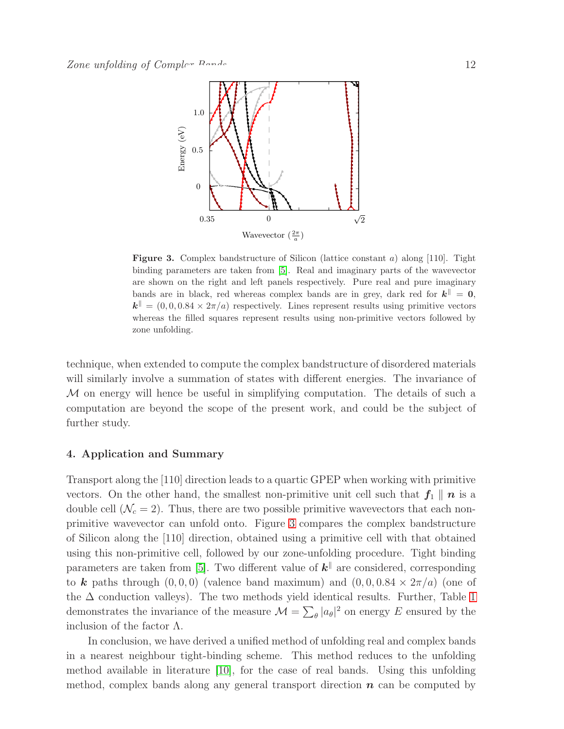**Figure 3.** Complex bandstructure of Silicon (lattice constant $a$) along [110]. Tight binding parameters are taken from [5]. Real and imaginary parts of the wavevector are shown on the right and left panels respectively. Pure real and pure imaginary bands are in black, red whereas complex bands are in grey, dark red for $\boldsymbol{k}^{\parallel} = \mathbf{0}$, $\boldsymbol{k}^{\parallel} = (0, 0, 0.84 \times 2\pi/a)$ respectively. Lines represent results using primitive vectors whereas the filled squares represent results using non-primitive vectors followed by zone unfolding.

technique, when extended to compute the complex bandstructure of disordered materials will similarly involve a summation of states with different energies. The invariance of $\mathcal{M}$ on energy will hence be useful in simplifying computation. The details of such a computation are beyond the scope of the present work, and could be the subject of further study.

## 4. Application and Summary

Transport along the [110] direction leads to a quartic GPEP when working with primitive vectors. On the other hand, the smallest non-primitive unit cell such that $\boldsymbol{f}_1 \parallel \boldsymbol{n}$ is a double cell ($\mathcal{N}_c = 2$). Thus, there are two possible primitive wavevectors that each non-primitive wavevector can unfold onto. Figure 3 compares the complex bandstructure of Silicon along the [110] direction, obtained using a primitive cell with that obtained using this non-primitive cell, followed by our zone-unfolding procedure. Tight binding parameters are taken from [5]. Two different value of $\boldsymbol{k}^{\parallel}$ are considered, corresponding to $\boldsymbol{k}$ paths through $(0, 0, 0)$ (valence band maximum) and $(0, 0, 0.84 \times 2\pi/a)$ (one of the $\Delta$ conduction valleys). The two methods yield identical results. Further, Table 1 demonstrates the invariance of the measure $\mathcal{M} = \sum_{\theta} |a_{\theta}|^2$ on energy $E$ ensured by the inclusion of the factor $\Lambda$.

In conclusion, we have derived a unified method of unfolding real and complex bands in a nearest neighbour tight-binding scheme. This method reduces to the unfolding method available in literature [10], for the case of real bands. Using this unfolding method, complex bands along any general transport direction $\boldsymbol{n}$ can be computed by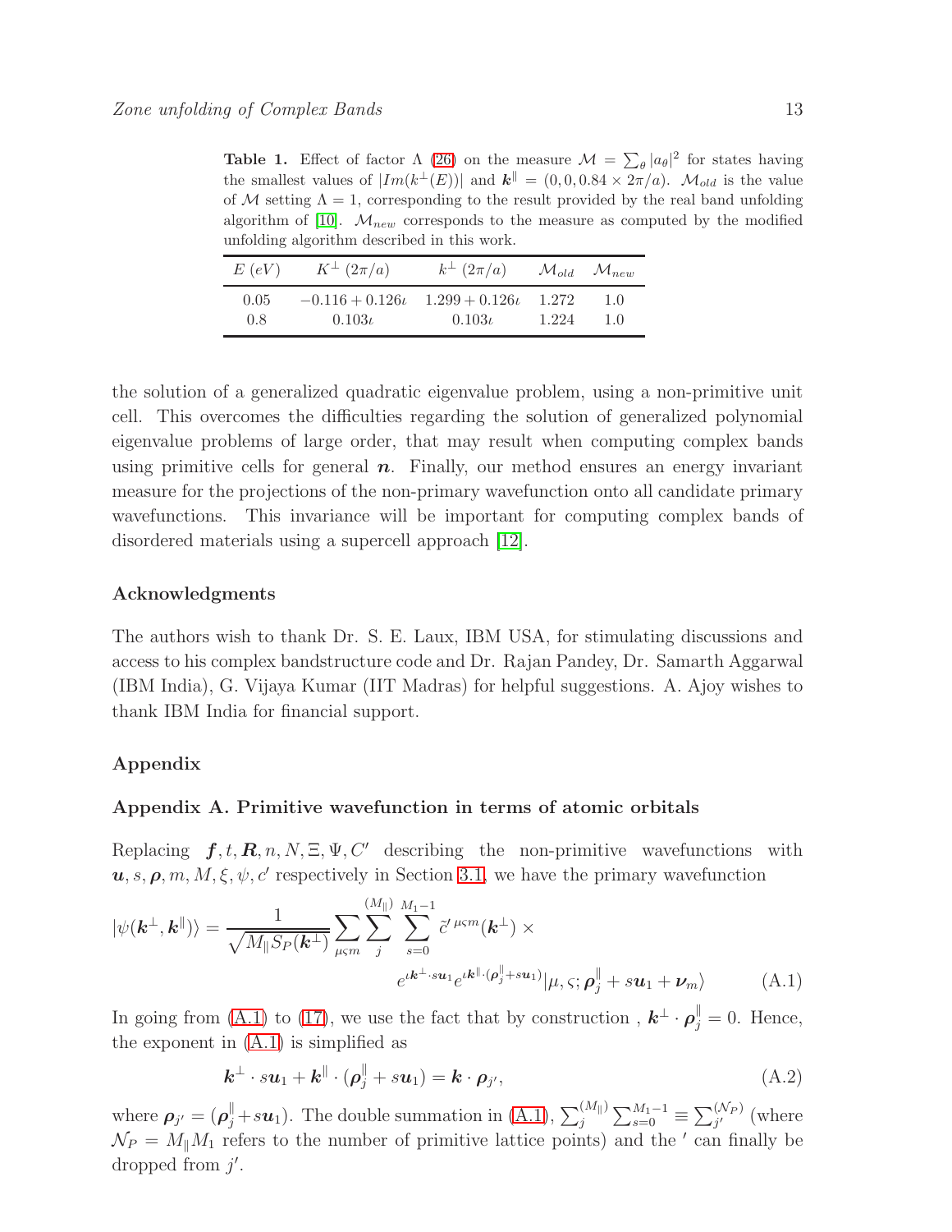**Table 1.** Effect of factor $\Lambda$ (26) on the measure $\mathcal{M} = \sum_\theta |a_\theta|^2$ for states having the smallest values of $|Im(k^\perp(E))|$ and $\boldsymbol{k}^\parallel = (0, 0, 0.84 \times 2\pi/a)$. $\mathcal{M}_{old}$ is the value of $\mathcal{M}$ setting $\Lambda = 1$, corresponding to the result provided by the real band unfolding algorithm of [10]. $\mathcal{M}_{new}$ corresponds to the measure as computed by the modified unfolding algorithm described in this work.

| $E$ $(eV)$ | $K^\perp$ $(2\pi/a)$ | $k^\perp$ $(2\pi/a)$ | $\mathcal{M}_{old}$ | $\mathcal{M}_{new}$ |
|---|---|---|---|---|
| 0.05 | $-0.116 + 0.126\imath$ | $1.299 + 0.126\imath$ | 1.272 | 1.0 |
| 0.8 | $0.103\imath$ | $0.103\imath$ | 1.224 | 1.0 |

the solution of a generalized quadratic eigenvalue problem, using a non-primitive unit cell. This overcomes the difficulties regarding the solution of generalized polynomial eigenvalue problems of large order, that may result when computing complex bands using primitive cells for general $\boldsymbol{n}$. Finally, our method ensures an energy invariant measure for the projections of the non-primary wavefunction onto all candidate primary wavefunctions. This invariance will be important for computing complex bands of disordered materials using a supercell approach [12].

## Acknowledgments

The authors wish to thank Dr. S. E. Laux, IBM USA, for stimulating discussions and access to his complex bandstructure code and Dr. Rajan Pandey, Dr. Samarth Aggarwal (IBM India), G. Vijaya Kumar (IIT Madras) for helpful suggestions. A. Ajoy wishes to thank IBM India for financial support.

## Appendix

### Appendix A. Primitive wavefunction in terms of atomic orbitals

Replacing $\boldsymbol{f}, t, \boldsymbol{R}, n, N, \Xi, \Psi, C'$ describing the non-primitive wavefunctions with $\boldsymbol{u}, s, \boldsymbol{\rho}, m, M, \xi, \psi, c'$ respectively in Section 3.1, we have the primary wavefunction

$$|\psi(\boldsymbol{k}^\perp, \boldsymbol{k}^\parallel)\rangle = \frac{1}{\sqrt{M_\parallel S_P(\boldsymbol{k}^\perp)}} \sum_{\mu\varsigma m} \sum_{j}^{(M_\parallel)} \sum_{s=0}^{M_1-1} \tilde{c}'^{\,\mu\varsigma m}(\boldsymbol{k}^\perp) \times e^{\imath \boldsymbol{k}^\perp \cdot s\boldsymbol{u}_1} e^{\imath \boldsymbol{k}^\parallel \cdot (\boldsymbol{\rho}_j^\parallel + s\boldsymbol{u}_1)} |\mu, \varsigma; \boldsymbol{\rho}_j^\parallel + s\boldsymbol{u}_1 + \boldsymbol{\nu}_m\rangle \tag{A.1}$$

In going from (A.1) to (17), we use the fact that by construction , $\boldsymbol{k}^\perp \cdot \boldsymbol{\rho}_j^\parallel = 0$. Hence, the exponent in (A.1) is simplified as

$$\boldsymbol{k}^\perp \cdot s\boldsymbol{u}_1 + \boldsymbol{k}^\parallel \cdot (\boldsymbol{\rho}_j^\parallel + s\boldsymbol{u}_1) = \boldsymbol{k} \cdot \boldsymbol{\rho}_{j'}, \tag{A.2}$$

where $\boldsymbol{\rho}_{j'} = (\boldsymbol{\rho}_j^\parallel + s\boldsymbol{u}_1)$. The double summation in (A.1), $\sum_j^{(M_\parallel)} \sum_{s=0}^{M_1-1} \equiv \sum_{j'}^{(\mathcal{N}_P)}$ (where $\mathcal{N}_P = M_\parallel M_1$ refers to the number of primitive lattice points) and the $'$ can finally be dropped from $j'$.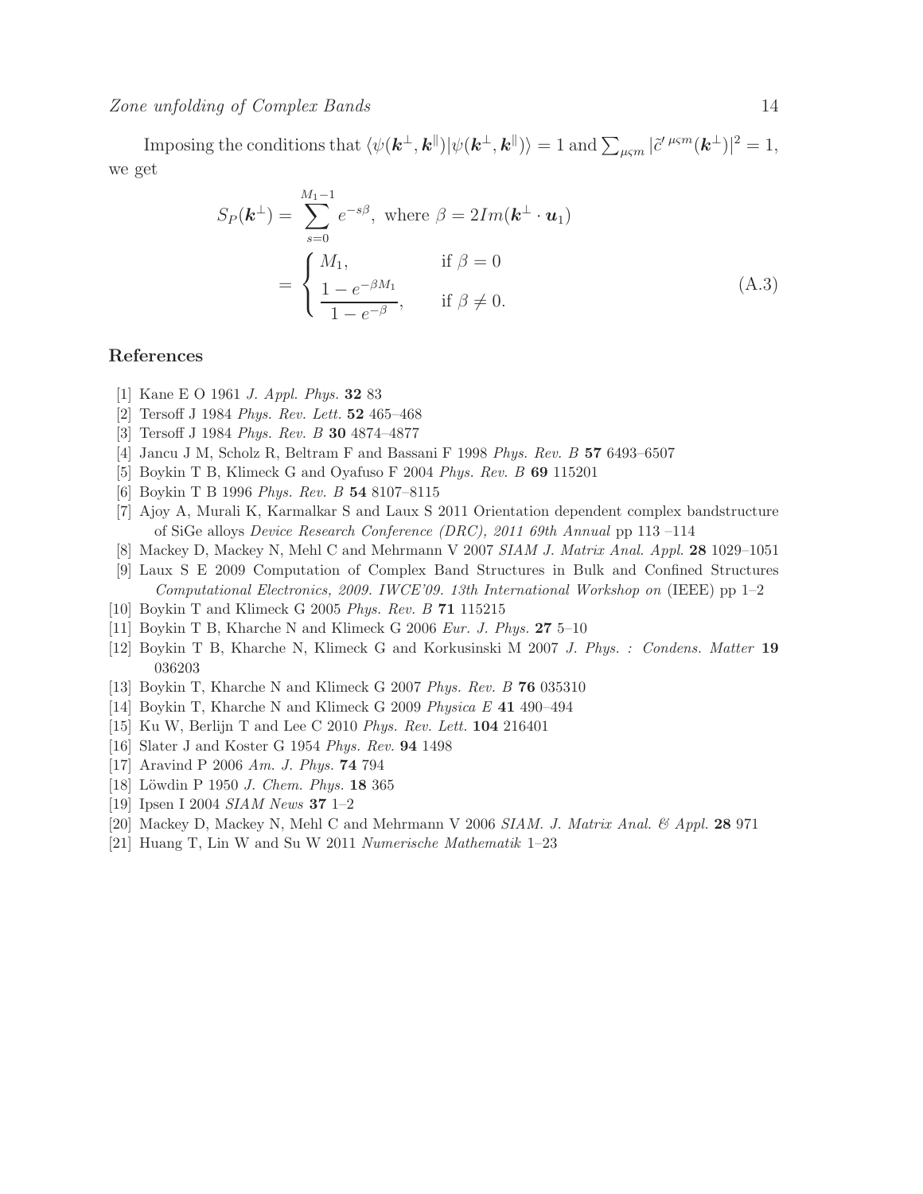Imposing the conditions that $\langle \psi(\boldsymbol{k}^{\perp}, \boldsymbol{k}^{\parallel}) | \psi(\boldsymbol{k}^{\perp}, \boldsymbol{k}^{\parallel}) \rangle = 1$ and $\sum_{\mu\varsigma m} |\tilde{c}'^{\,\mu\varsigma m}(\boldsymbol{k}^{\perp})|^2 = 1$, we get

$$
\begin{aligned}
S_P(\boldsymbol{k}^{\perp}) &= \sum_{s=0}^{M_1-1} e^{-s\beta}, \text{ where } \beta = 2Im(\boldsymbol{k}^{\perp} \cdot \boldsymbol{u}_1) \\
&= \begin{cases} M_1, & \text{if } \beta = 0 \\ \dfrac{1 - e^{-\beta M_1}}{1 - e^{-\beta}}, & \text{if } \beta \neq 0. \end{cases}
\end{aligned}
\tag{A.3}
$$

## References

[1] Kane E O 1961 *J. Appl. Phys.* **32** 83

[2] Tersoff J 1984 *Phys. Rev. Lett.* **52** 465–468

[3] Tersoff J 1984 *Phys. Rev. B* **30** 4874–4877

[4] Jancu J M, Scholz R, Beltram F and Bassani F 1998 *Phys. Rev. B* **57** 6493–6507

[5] Boykin T B, Klimeck G and Oyafuso F 2004 *Phys. Rev. B* **69** 115201

[6] Boykin T B 1996 *Phys. Rev. B* **54** 8107–8115

[7] Ajoy A, Murali K, Karmalkar S and Laux S 2011 Orientation dependent complex bandstructure of SiGe alloys *Device Research Conference (DRC), 2011 69th Annual* pp 113 –114

[8] Mackey D, Mackey N, Mehl C and Mehrmann V 2007 *SIAM J. Matrix Anal. Appl.* **28** 1029–1051

[9] Laux S E 2009 Computation of Complex Band Structures in Bulk and Confined Structures *Computational Electronics, 2009. IWCE'09. 13th International Workshop on* (IEEE) pp 1–2

[10] Boykin T and Klimeck G 2005 *Phys. Rev. B* **71** 115215

[11] Boykin T B, Kharche N and Klimeck G 2006 *Eur. J. Phys.* **27** 5–10

[12] Boykin T B, Kharche N, Klimeck G and Korkusinski M 2007 *J. Phys. : Condens. Matter* **19** 036203

[13] Boykin T, Kharche N and Klimeck G 2007 *Phys. Rev. B* **76** 035310

[14] Boykin T, Kharche N and Klimeck G 2009 *Physica E* **41** 490–494

[15] Ku W, Berlijn T and Lee C 2010 *Phys. Rev. Lett.* **104** 216401

[16] Slater J and Koster G 1954 *Phys. Rev.* **94** 1498

[17] Aravind P 2006 *Am. J. Phys.* **74** 794

[18] Löwdin P 1950 *J. Chem. Phys.* **18** 365

[19] Ipsen I 2004 *SIAM News* **37** 1–2

[20] Mackey D, Mackey N, Mehl C and Mehrmann V 2006 *SIAM. J. Matrix Anal. & Appl.* **28** 971

[21] Huang T, Lin W and Su W 2011 *Numerische Mathematik* 1–23